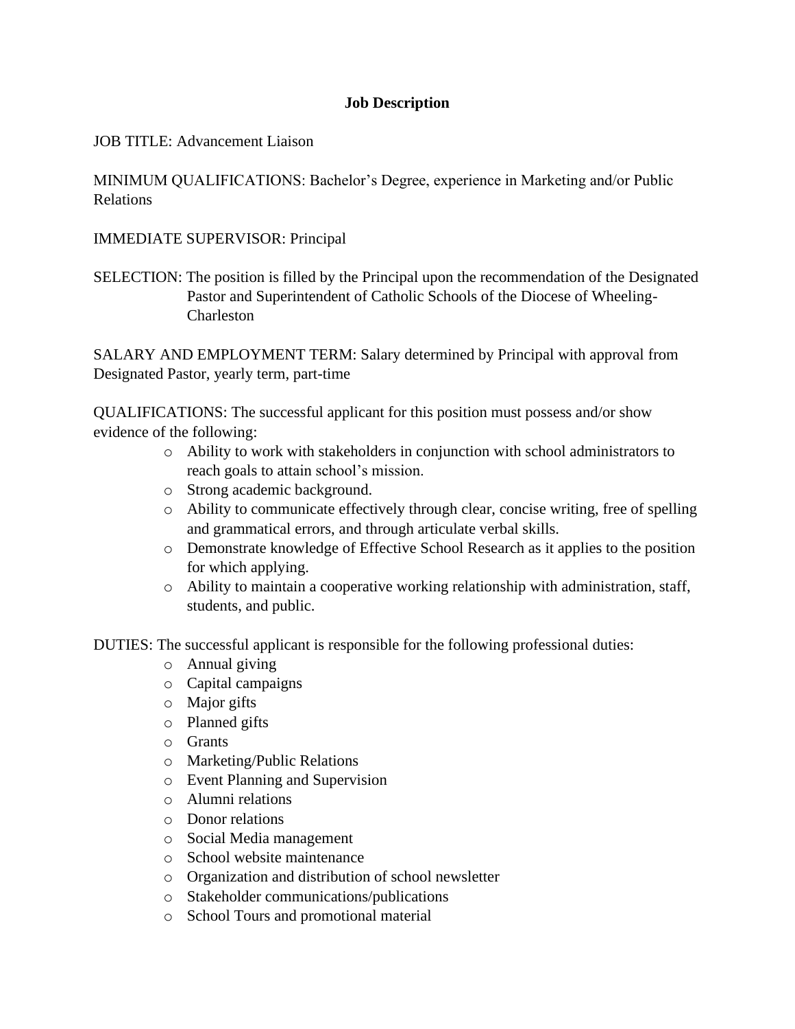# Job Description

JOB TITLE: Advancement Liaison

MINIMUM QUALIFICATIONS: Bachelor's Degree, experience in Marketing and/or Public Relations

IMMEDIATE SUPERVISOR: Principal

SELECTION: The position is filled by the Principal upon the recommendation of the Designated Pastor and Superintendent of Catholic Schools of the Diocese of Wheeling-Charleston

SALARY AND EMPLOYMENT TERM: Salary determined by Principal with approval from Designated Pastor, yearly term, part-time

QUALIFICATIONS: The successful applicant for this position must possess and/or show evidence of the following:

- Ability to work with stakeholders in conjunction with school administrators to reach goals to attain school's mission.
- Strong academic background.
- Ability to communicate effectively through clear, concise writing, free of spelling and grammatical errors, and through articulate verbal skills.
- Demonstrate knowledge of Effective School Research as it applies to the position for which applying.
- Ability to maintain a cooperative working relationship with administration, staff, students, and public.

DUTIES: The successful applicant is responsible for the following professional duties:

- Annual giving
- Capital campaigns
- Major gifts
- Planned gifts
- Grants
- Marketing/Public Relations
- Event Planning and Supervision
- Alumni relations
- Donor relations
- Social Media management
- School website maintenance
- Organization and distribution of school newsletter
- Stakeholder communications/publications
- School Tours and promotional material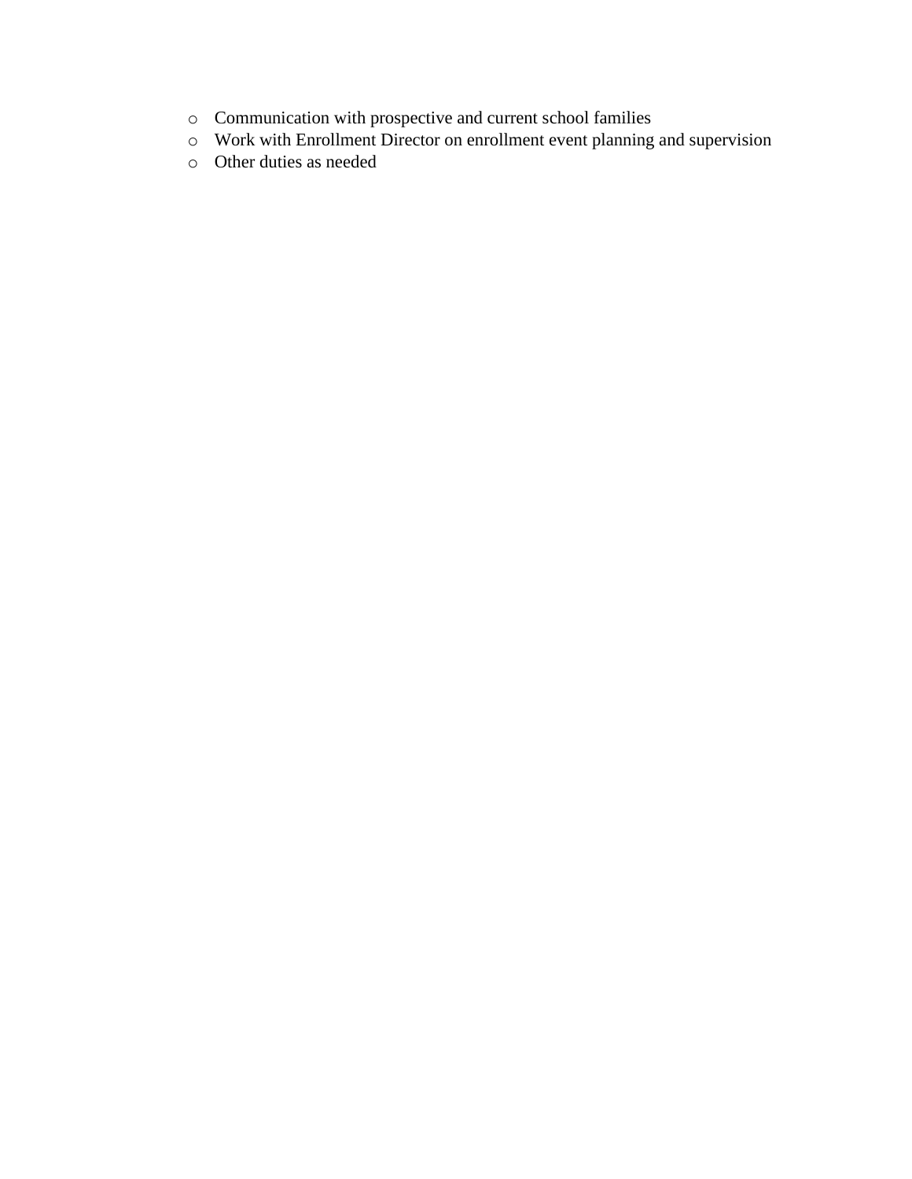- Communication with prospective and current school families
- Work with Enrollment Director on enrollment event planning and supervision
- Other duties as needed